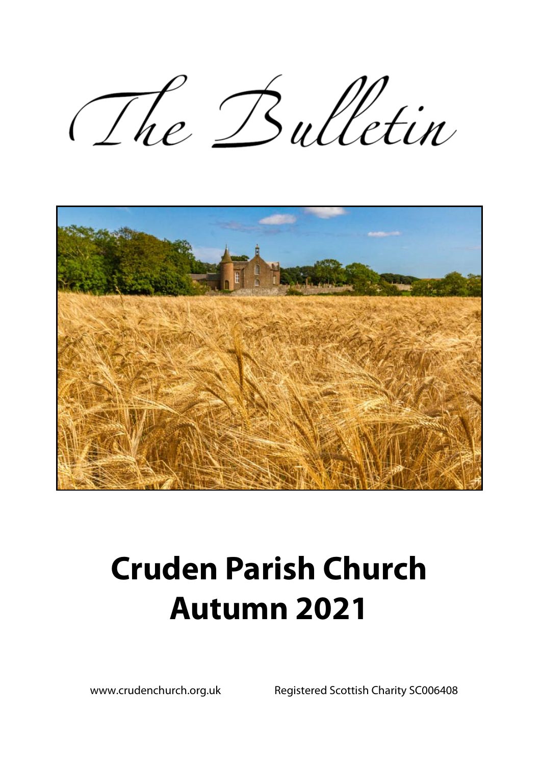# The Bulletin

# Cruden Parish Church
# Autumn 2021

www.crudenchurch.org.uk

Registered Scottish Charity SC006408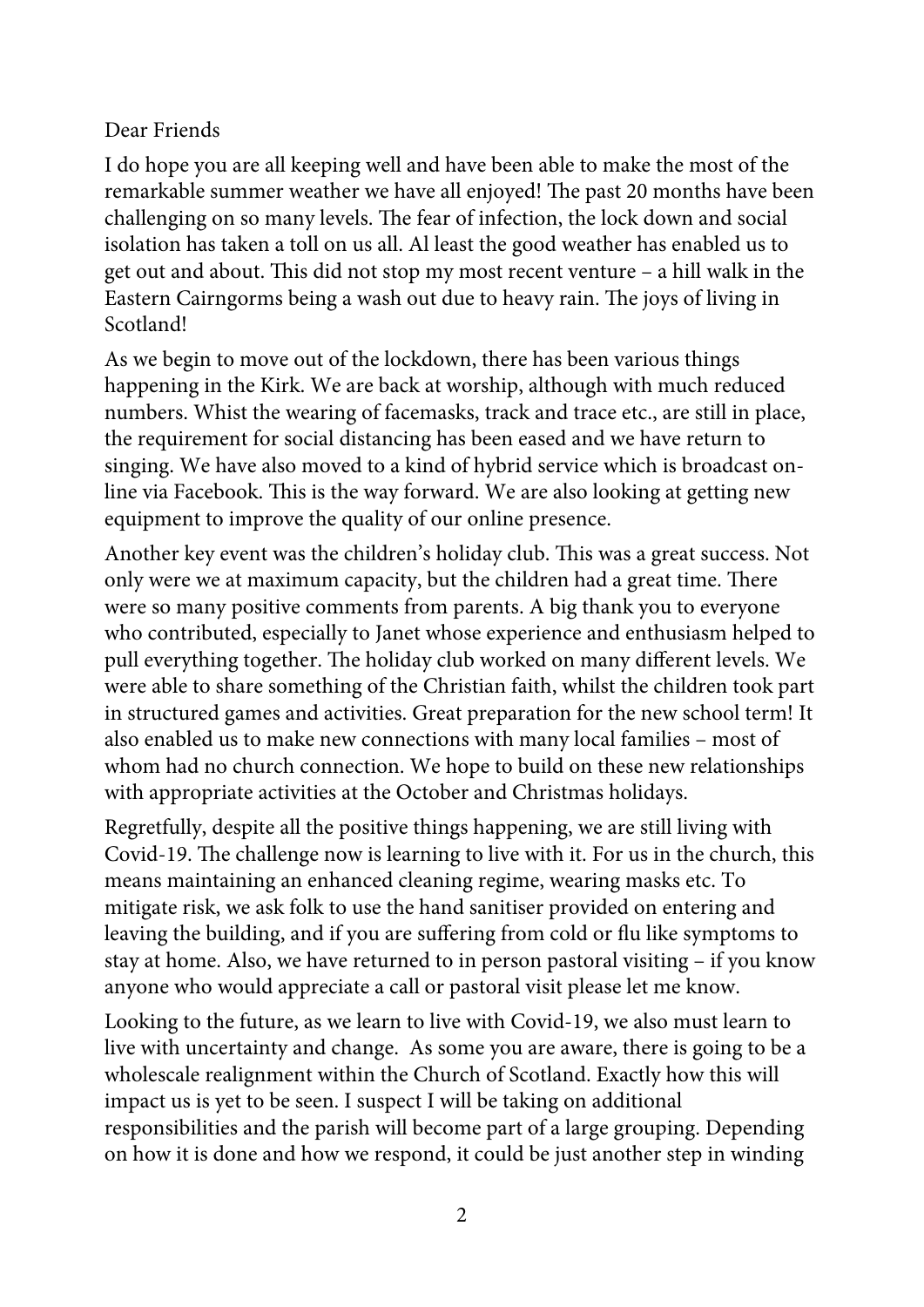Dear Friends

I do hope you are all keeping well and have been able to make the most of the remarkable summer weather we have all enjoyed! The past 20 months have been challenging on so many levels. The fear of infection, the lock down and social isolation has taken a toll on us all. Al least the good weather has enabled us to get out and about. This did not stop my most recent venture – a hill walk in the Eastern Cairngorms being a wash out due to heavy rain. The joys of living in Scotland!

As we begin to move out of the lockdown, there has been various things happening in the Kirk. We are back at worship, although with much reduced numbers. Whist the wearing of facemasks, track and trace etc., are still in place, the requirement for social distancing has been eased and we have return to singing. We have also moved to a kind of hybrid service which is broadcast on-line via Facebook. This is the way forward. We are also looking at getting new equipment to improve the quality of our online presence.

Another key event was the children's holiday club. This was a great success. Not only were we at maximum capacity, but the children had a great time. There were so many positive comments from parents. A big thank you to everyone who contributed, especially to Janet whose experience and enthusiasm helped to pull everything together. The holiday club worked on many different levels. We were able to share something of the Christian faith, whilst the children took part in structured games and activities. Great preparation for the new school term! It also enabled us to make new connections with many local families – most of whom had no church connection. We hope to build on these new relationships with appropriate activities at the October and Christmas holidays.

Regretfully, despite all the positive things happening, we are still living with Covid-19. The challenge now is learning to live with it. For us in the church, this means maintaining an enhanced cleaning regime, wearing masks etc. To mitigate risk, we ask folk to use the hand sanitiser provided on entering and leaving the building, and if you are suffering from cold or flu like symptoms to stay at home. Also, we have returned to in person pastoral visiting – if you know anyone who would appreciate a call or pastoral visit please let me know.

Looking to the future, as we learn to live with Covid-19, we also must learn to live with uncertainty and change. As some you are aware, there is going to be a wholescale realignment within the Church of Scotland. Exactly how this will impact us is yet to be seen. I suspect I will be taking on additional responsibilities and the parish will become part of a large grouping. Depending on how it is done and how we respond, it could be just another step in winding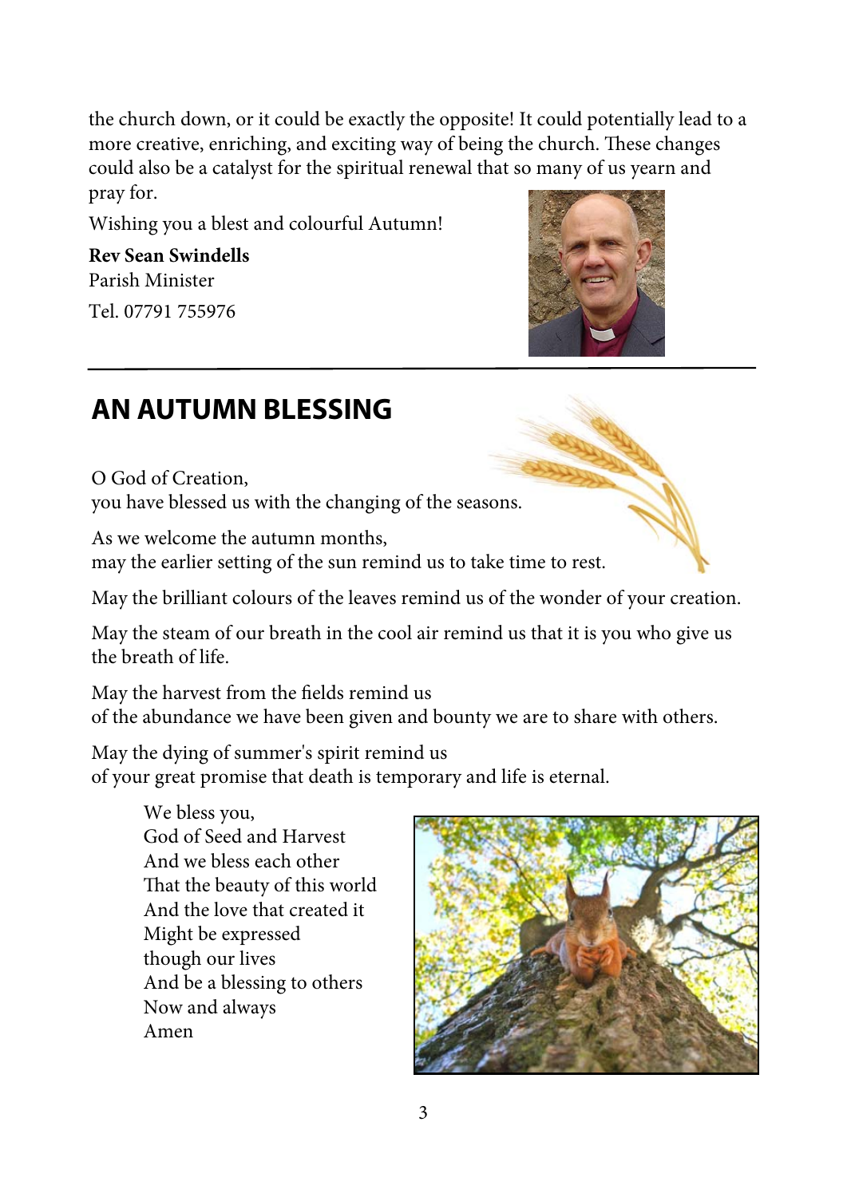the church down, or it could be exactly the opposite! It could potentially lead to a more creative, enriching, and exciting way of being the church. These changes could also be a catalyst for the spiritual renewal that so many of us yearn and pray for.

Wishing you a blest and colourful Autumn!

**Rev Sean Swindells**
Parish Minister
Tel. 07791 755976

---

## AN AUTUMN BLESSING

O God of Creation,
you have blessed us with the changing of the seasons.

As we welcome the autumn months,
may the earlier setting of the sun remind us to take time to rest.

May the brilliant colours of the leaves remind us of the wonder of your creation.

May the steam of our breath in the cool air remind us that it is you who give us the breath of life.

May the harvest from the fields remind us
of the abundance we have been given and bounty we are to share with others.

May the dying of summer's spirit remind us
of your great promise that death is temporary and life is eternal.

We bless you,
God of Seed and Harvest
And we bless each other
That the beauty of this world
And the love that created it
Might be expressed
though our lives
And be a blessing to others
Now and always
Amen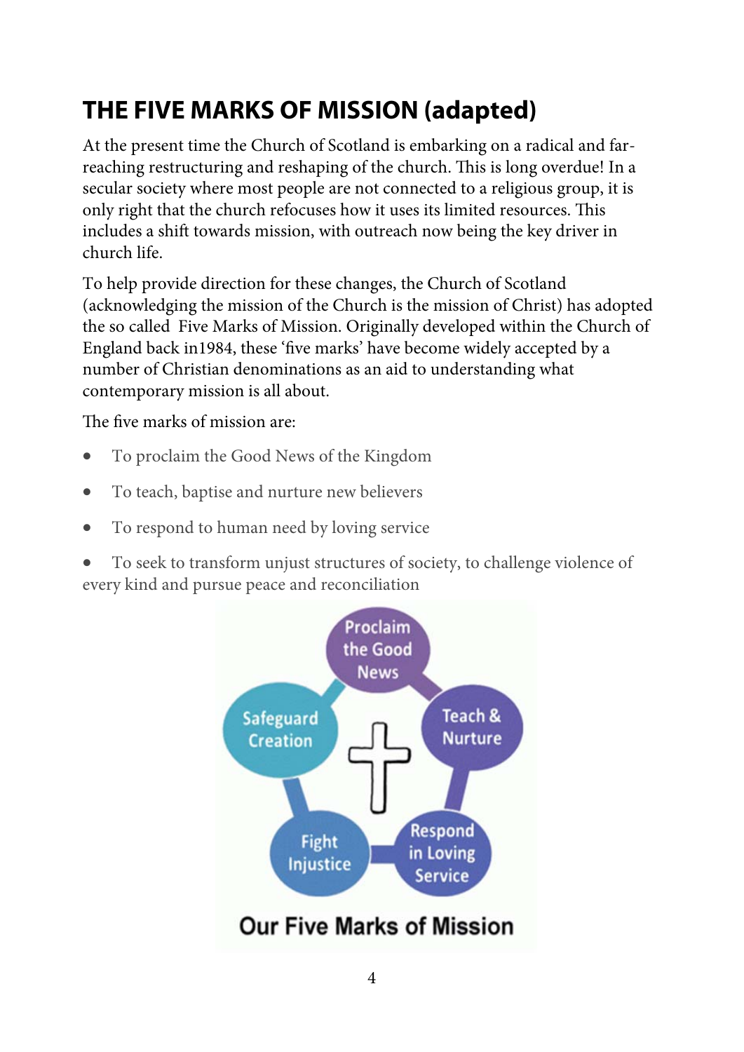## THE FIVE MARKS OF MISSION (adapted)

At the present time the Church of Scotland is embarking on a radical and far-reaching restructuring and reshaping of the church. This is long overdue! In a secular society where most people are not connected to a religious group, it is only right that the church refocuses how it uses its limited resources. This includes a shift towards mission, with outreach now being the key driver in church life.

To help provide direction for these changes, the Church of Scotland (acknowledging the mission of the Church is the mission of Christ) has adopted the so called Five Marks of Mission. Originally developed within the Church of England back in1984, these 'five marks' have become widely accepted by a number of Christian denominations as an aid to understanding what contemporary mission is all about.

The five marks of mission are:

- To proclaim the Good News of the Kingdom
- To teach, baptise and nurture new believers
- To respond to human need by loving service
- To seek to transform unjust structures of society, to challenge violence of every kind and pursue peace and reconciliation

Proclaim the Good News

Teach & Nurture

Respond in Loving Service

Fight Injustice

Safeguard Creation

Our Five Marks of Mission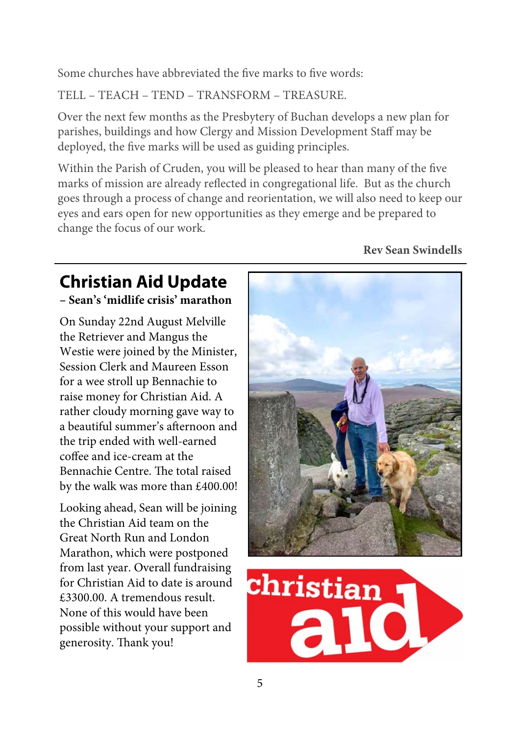Some churches have abbreviated the five marks to five words:

TELL – TEACH – TEND – TRANSFORM – TREASURE.

Over the next few months as the Presbytery of Buchan develops a new plan for parishes, buildings and how Clergy and Mission Development Staff may be deployed, the five marks will be used as guiding principles.

Within the Parish of Cruden, you will be pleased to hear than many of the five marks of mission are already reflected in congregational life. But as the church goes through a process of change and reorientation, we will also need to keep our eyes and ears open for new opportunities as they emerge and be prepared to change the focus of our work.

**Rev Sean Swindells**

## Christian Aid Update

**– Sean's 'midlife crisis' marathon**

On Sunday 22nd August Melville the Retriever and Mangus the Westie were joined by the Minister, Session Clerk and Maureen Esson for a wee stroll up Bennachie to raise money for Christian Aid. A rather cloudy morning gave way to a beautiful summer's afternoon and the trip ended with well-earned coffee and ice-cream at the Bennachie Centre. The total raised by the walk was more than £400.00!

Looking ahead, Sean will be joining the Christian Aid team on the Great North Run and London Marathon, which were postponed from last year. Overall fundraising for Christian Aid to date is around £3300.00. A tremendous result. None of this would have been possible without your support and generosity. Thank you!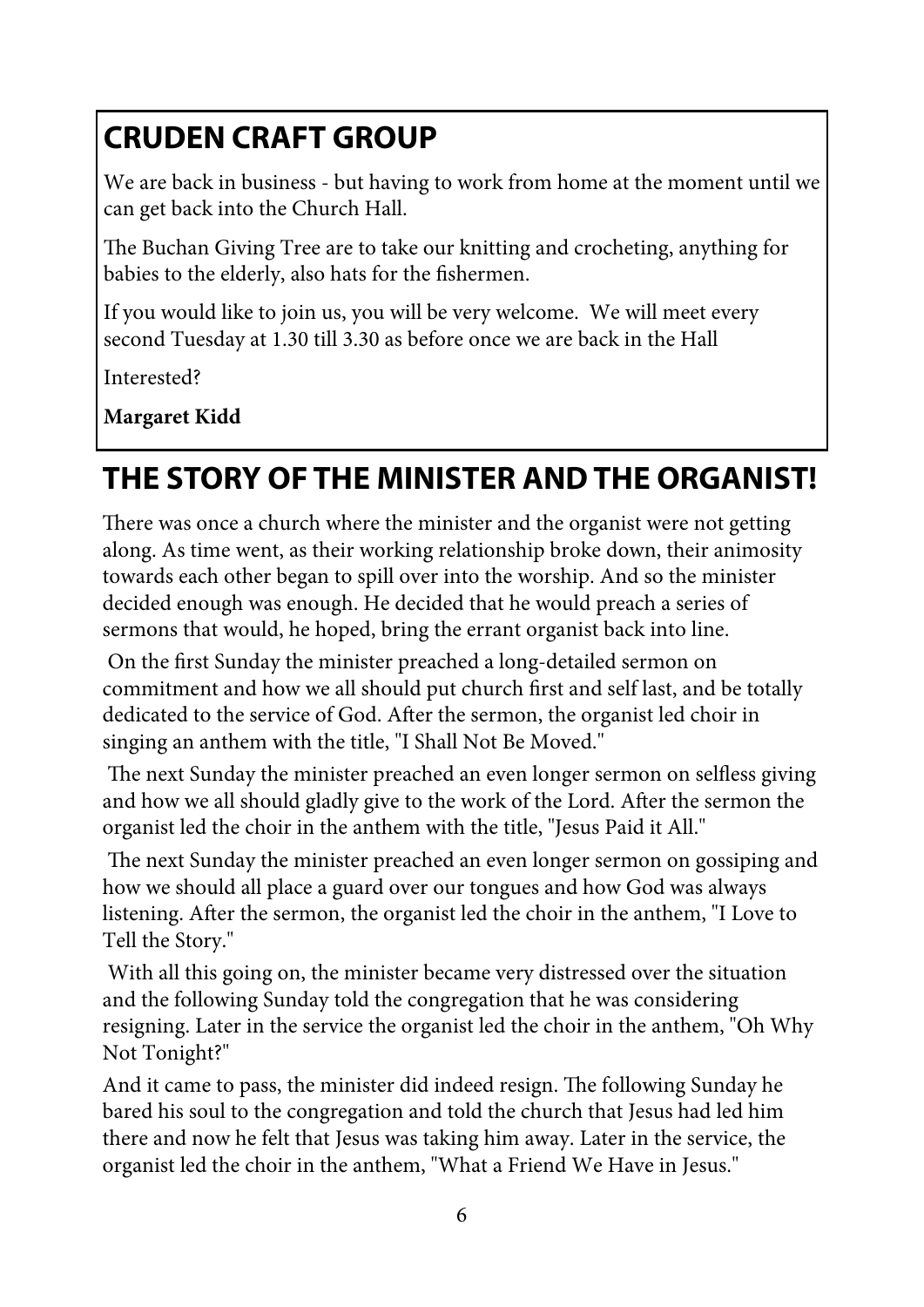## CRUDEN CRAFT GROUP

We are back in business - but having to work from home at the moment until we can get back into the Church Hall.

The Buchan Giving Tree are to take our knitting and crocheting, anything for babies to the elderly, also hats for the fishermen.

If you would like to join us, you will be very welcome. We will meet every second Tuesday at 1.30 till 3.30 as before once we are back in the Hall

Interested?

**Margaret Kidd**

## THE STORY OF THE MINISTER AND THE ORGANIST!

There was once a church where the minister and the organist were not getting along. As time went, as their working relationship broke down, their animosity towards each other began to spill over into the worship. And so the minister decided enough was enough. He decided that he would preach a series of sermons that would, he hoped, bring the errant organist back into line.

On the first Sunday the minister preached a long-detailed sermon on commitment and how we all should put church first and self last, and be totally dedicated to the service of God. After the sermon, the organist led choir in singing an anthem with the title, "I Shall Not Be Moved."

The next Sunday the minister preached an even longer sermon on selfless giving and how we all should gladly give to the work of the Lord. After the sermon the organist led the choir in the anthem with the title, "Jesus Paid it All."

The next Sunday the minister preached an even longer sermon on gossiping and how we should all place a guard over our tongues and how God was always listening. After the sermon, the organist led the choir in the anthem, "I Love to Tell the Story."

With all this going on, the minister became very distressed over the situation and the following Sunday told the congregation that he was considering resigning. Later in the service the organist led the choir in the anthem, "Oh Why Not Tonight?"

And it came to pass, the minister did indeed resign. The following Sunday he bared his soul to the congregation and told the church that Jesus had led him there and now he felt that Jesus was taking him away. Later in the service, the organist led the choir in the anthem, "What a Friend We Have in Jesus."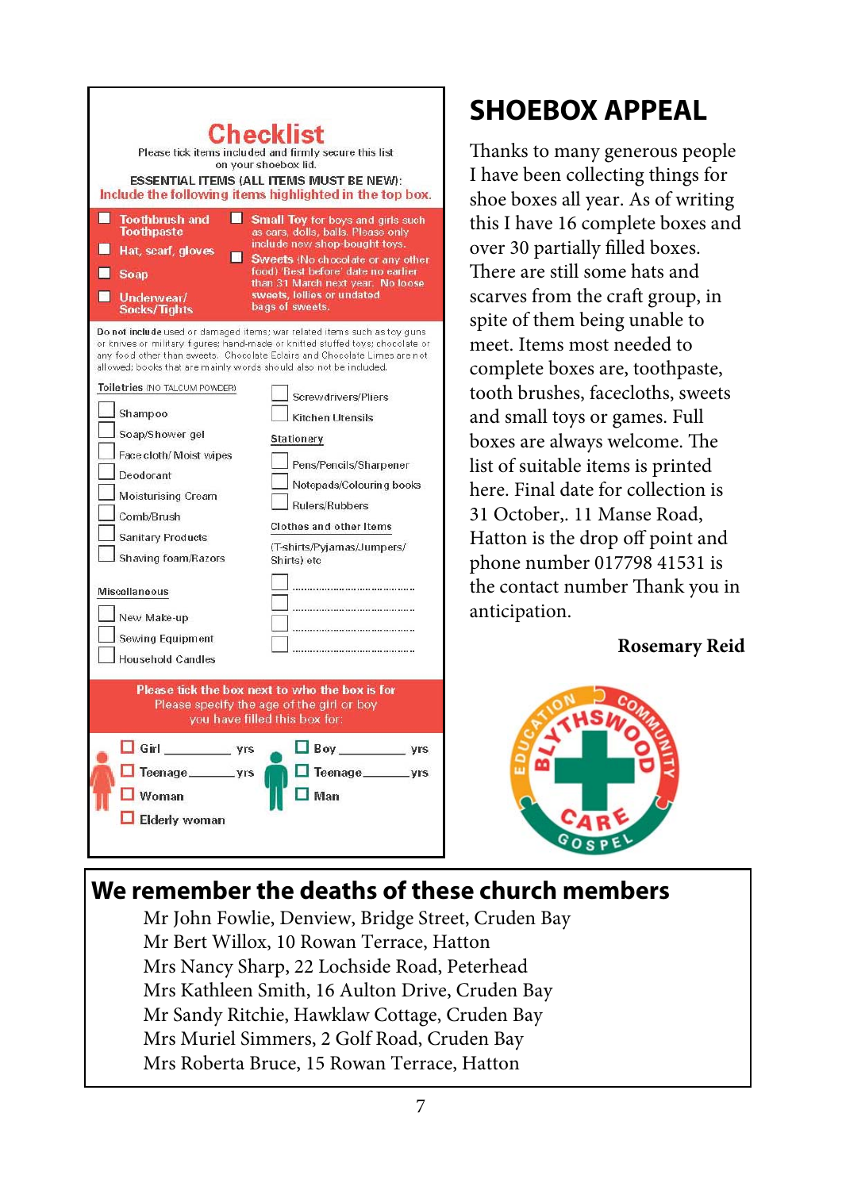## Checklist

Please tick items included and firmly secure this list on your shoebox lid.

ESSENTIAL ITEMS (ALL ITEMS MUST BE NEW):
Include the following items highlighted in the top box.

- ☐ Toothbrush and Toothpaste
- ☐ Hat, scarf, gloves
- ☐ Soap
- ☐ Underwear/ Socks/Tights
- ☐ Small Toy for boys and girls such as cars, dolls, balls. Please only include new shop-bought toys.
- ☐ Sweets (No chocolate or any other food) 'Best before' date no earlier than 31 March next year. No loose sweets, lollies or undated bags of sweets.

Do not include used or damaged items; war related items such as toy guns or knives or military figures; hand-made or knitted stuffed toys; chocolate or any food other than sweets. Chocolate Eclairs and Chocolate Limes are not allowed; books that are mainly words should also not be included.

**Toiletries** (NO TALCUM POWDER)

- ☐ Shampoo
- ☐ Soap/Shower gel
- ☐ Face cloth/ Moist wipes
- ☐ Deodorant
- ☐ Moisturising Cream
- ☐ Comb/Brush
- ☐ Sanitary Products
- ☐ Shaving foam/Razors

**Miscellaneous**

- ☐ New Make-up
- ☐ Sewing Equipment
- ☐ Household Candles
- ☐ Screwdrivers/Pliers
- ☐ Kitchen Utensils

**Stationery**

- ☐ Pens/Pencils/Sharpener
- ☐ Notepads/Colouring books
- ☐ Rulers/Rubbers

**Clothes and other Items**

(T-shirts/Pyjamas/Jumpers/ Shirts) etc

- ☐ ..............................
- ☐ ..............................
- ☐ ..............................
- ☐ ..............................

Please tick the box next to who the box is for
Please specify the age of the girl or boy you have filled this box for:

- ☐ Girl __________ yrs
- ☐ Teenage________ yrs
- ☐ Woman
- ☐ Elderly woman
- ☐ Boy __________ yrs
- ☐ Teenage________ yrs
- ☐ Man

# SHOEBOX APPEAL

Thanks to many generous people I have been collecting things for shoe boxes all year. As of writing this I have 16 complete boxes and over 30 partially filled boxes. There are still some hats and scarves from the craft group, in spite of them being unable to meet. Items most needed to complete boxes are, toothpaste, tooth brushes, facecloths, sweets and small toys or games. Full boxes are always welcome. The list of suitable items is printed here. Final date for collection is 31 October,. 11 Manse Road, Hatton is the drop off point and phone number 017798 41531 is the contact number Thank you in anticipation.

**Rosemary Reid**

BLYTHSWOOD CARE — EDUCATION · COMMUNITY · GOSPEL

## We remember the deaths of these church members

Mr John Fowlie, Denview, Bridge Street, Cruden Bay
Mr Bert Willox, 10 Rowan Terrace, Hatton
Mrs Nancy Sharp, 22 Lochside Road, Peterhead
Mrs Kathleen Smith, 16 Aulton Drive, Cruden Bay
Mr Sandy Ritchie, Hawklaw Cottage, Cruden Bay
Mrs Muriel Simmers, 2 Golf Road, Cruden Bay
Mrs Roberta Bruce, 15 Rowan Terrace, Hatton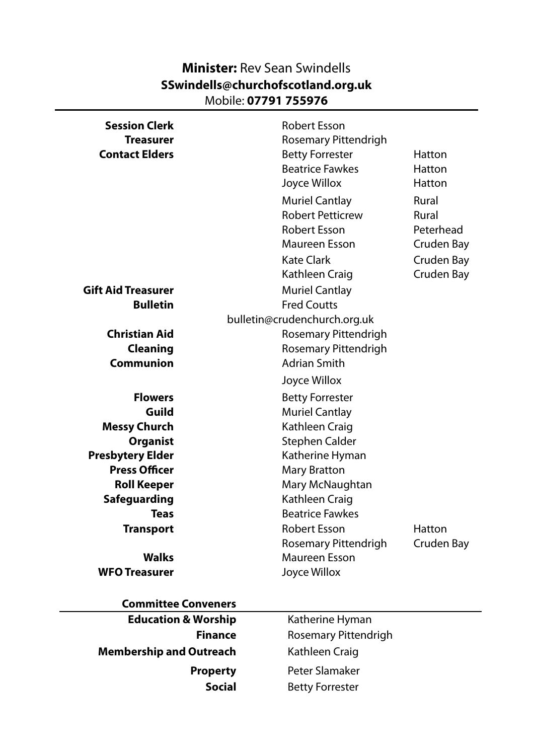**Minister:** Rev Sean Swindells
**SSwindells@churchofscotland.org.uk**
Mobile: **07791 755976**

---

| | | |
|---|---|---|
| **Session Clerk** | Robert Esson | |
| **Treasurer** | Rosemary Pittendrigh | |
| **Contact Elders** | Betty Forrester | Hatton |
| | Beatrice Fawkes | Hatton |
| | Joyce Willox | Hatton |
| | Muriel Cantlay | Rural |
| | Robert Petticrew | Rural |
| | Robert Esson | Peterhead |
| | Maureen Esson | Cruden Bay |
| | Kate Clark | Cruden Bay |
| | Kathleen Craig | Cruden Bay |
| **Gift Aid Treasurer** | Muriel Cantlay | |
| **Bulletin** | Fred Coutts | |
| | bulletin@crudenchurch.org.uk | |
| **Christian Aid** | Rosemary Pittendrigh | |
| **Cleaning** | Rosemary Pittendrigh | |
| **Communion** | Adrian Smith | |
| | Joyce Willox | |
| **Flowers** | Betty Forrester | |
| **Guild** | Muriel Cantlay | |
| **Messy Church** | Kathleen Craig | |
| **Organist** | Stephen Calder | |
| **Presbytery Elder** | Katherine Hyman | |
| **Press Officer** | Mary Bratton | |
| **Roll Keeper** | Mary McNaughtan | |
| **Safeguarding** | Kathleen Craig | |
| **Teas** | Beatrice Fawkes | |
| **Transport** | Robert Esson | Hatton |
| | Rosemary Pittendrigh | Cruden Bay |
| **Walks** | Maureen Esson | |
| **WFO Treasurer** | Joyce Willox | |

**Committee Conveners**

| | |
|---|---|
| **Education & Worship** | Katherine Hyman |
| **Finance** | Rosemary Pittendrigh |
| **Membership and Outreach** | Kathleen Craig |
| **Property** | Peter Slamaker |
| **Social** | Betty Forrester |